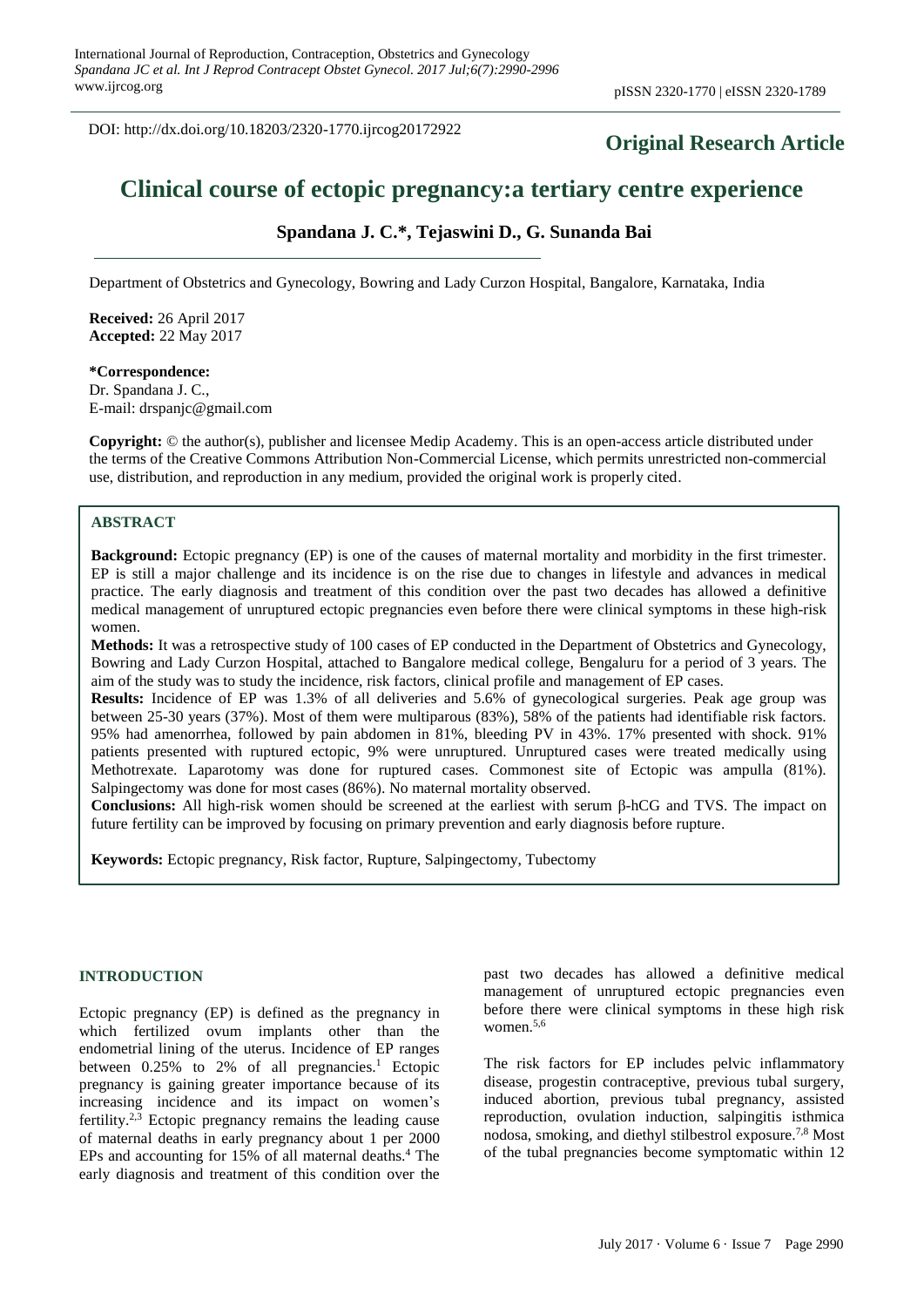DOI: http://dx.doi.org/10.18203/2320-1770.ijrcog20172922

**Original Research Article**

# Clinical course of ectopic pregnancy:a tertiary centre experience

**Spandana J. C.*, Tejaswini D., G. Sunanda Bai**

Department of Obstetrics and Gynecology, Bowring and Lady Curzon Hospital, Bangalore, Karnataka, India

**Received:** 26 April 2017
**Accepted:** 22 May 2017

***Correspondence:**
Dr. Spandana J. C.,
E-mail: drspanjc@gmail.com

**Copyright:** © the author(s), publisher and licensee Medip Academy. This is an open-access article distributed under the terms of the Creative Commons Attribution Non-Commercial License, which permits unrestricted non-commercial use, distribution, and reproduction in any medium, provided the original work is properly cited.

## ABSTRACT

**Background:** Ectopic pregnancy (EP) is one of the causes of maternal mortality and morbidity in the first trimester. EP is still a major challenge and its incidence is on the rise due to changes in lifestyle and advances in medical practice. The early diagnosis and treatment of this condition over the past two decades has allowed a definitive medical management of unruptured ectopic pregnancies even before there were clinical symptoms in these high-risk women.

**Methods:** It was a retrospective study of 100 cases of EP conducted in the Department of Obstetrics and Gynecology, Bowring and Lady Curzon Hospital, attached to Bangalore medical college, Bengaluru for a period of 3 years. The aim of the study was to study the incidence, risk factors, clinical profile and management of EP cases.

**Results:** Incidence of EP was 1.3% of all deliveries and 5.6% of gynecological surgeries. Peak age group was between 25-30 years (37%). Most of them were multiparous (83%), 58% of the patients had identifiable risk factors. 95% had amenorrhea, followed by pain abdomen in 81%, bleeding PV in 43%. 17% presented with shock. 91% patients presented with ruptured ectopic, 9% were unruptured. Unruptured cases were treated medically using Methotrexate. Laparotomy was done for ruptured cases. Commonest site of Ectopic was ampulla (81%). Salpingectomy was done for most cases (86%). No maternal mortality observed.

**Conclusions:** All high-risk women should be screened at the earliest with serum β-hCG and TVS. The impact on future fertility can be improved by focusing on primary prevention and early diagnosis before rupture.

**Keywords:** Ectopic pregnancy, Risk factor, Rupture, Salpingectomy, Tubectomy

## INTRODUCTION

Ectopic pregnancy (EP) is defined as the pregnancy in which fertilized ovum implants other than the endometrial lining of the uterus. Incidence of EP ranges between 0.25% to 2% of all pregnancies.[1] Ectopic pregnancy is gaining greater importance because of its increasing incidence and its impact on women's fertility.[2,3] Ectopic pregnancy remains the leading cause of maternal deaths in early pregnancy about 1 per 2000 EPs and accounting for 15% of all maternal deaths.[4] The early diagnosis and treatment of this condition over the past two decades has allowed a definitive medical management of unruptured ectopic pregnancies even before there were clinical symptoms in these high risk women.[5,6]

The risk factors for EP includes pelvic inflammatory disease, progestin contraceptive, previous tubal surgery, induced abortion, previous tubal pregnancy, assisted reproduction, ovulation induction, salpingitis isthmica nodosa, smoking, and diethyl stilbestrol exposure.[7,8] Most of the tubal pregnancies become symptomatic within 12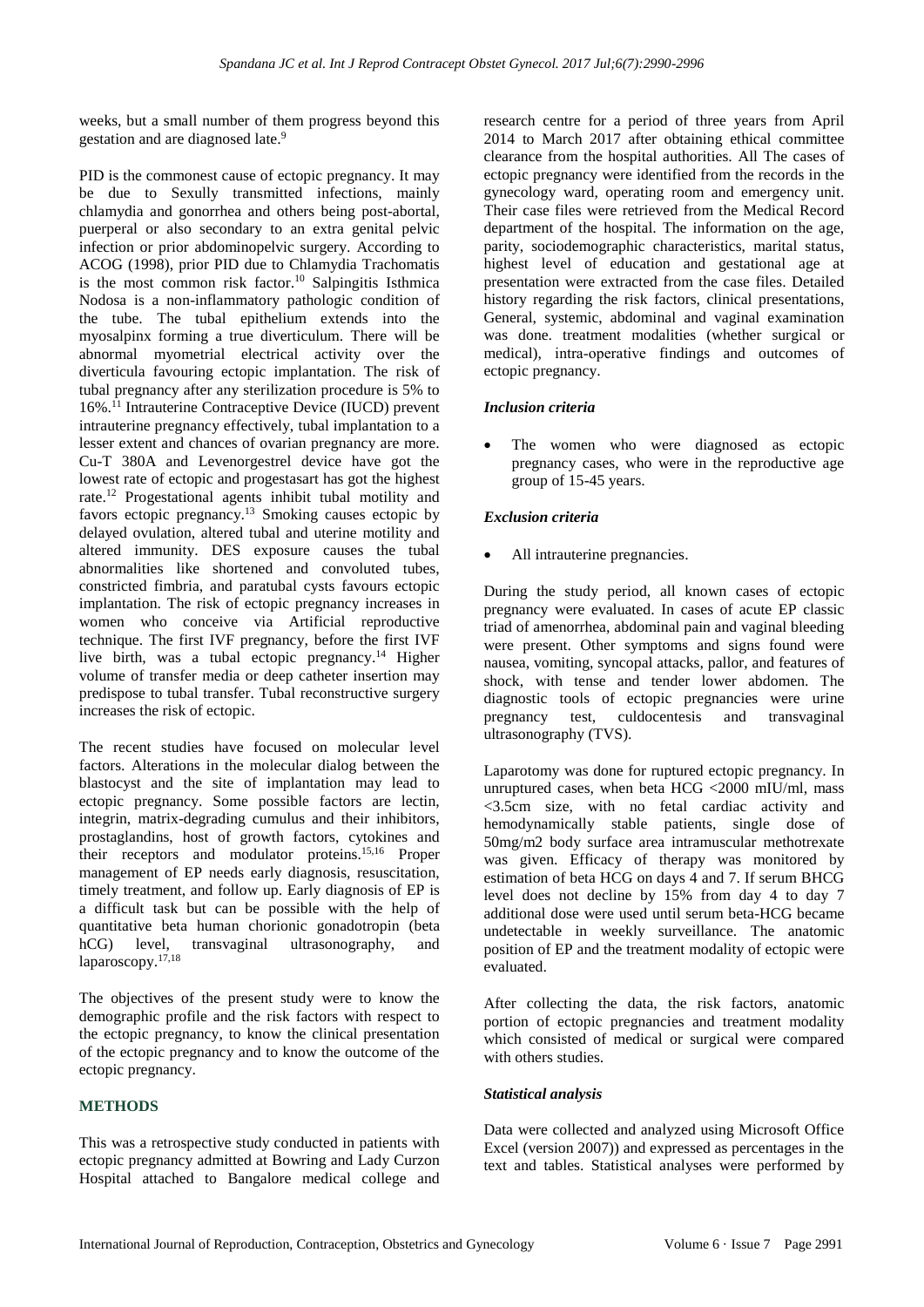weeks, but a small number of them progress beyond this gestation and are diagnosed late.[9]

PID is the commonest cause of ectopic pregnancy. It may be due to Sexully transmitted infections, mainly chlamydia and gonorrhea and others being post-abortal, puerperal or also secondary to an extra genital pelvic infection or prior abdominopelvic surgery. According to ACOG (1998), prior PID due to Chlamydia Trachomatis is the most common risk factor.[10] Salpingitis Isthmica Nodosa is a non-inflammatory pathologic condition of the tube. The tubal epithelium extends into the myosalpinx forming a true diverticulum. There will be abnormal myometrial electrical activity over the diverticula favouring ectopic implantation. The risk of tubal pregnancy after any sterilization procedure is 5% to 16%.[11] Intrauterine Contraceptive Device (IUCD) prevent intrauterine pregnancy effectively, tubal implantation to a lesser extent and chances of ovarian pregnancy are more. Cu-T 380A and Levenorgestrel device have got the lowest rate of ectopic and progestasart has got the highest rate.[12] Progestational agents inhibit tubal motility and favors ectopic pregnancy.[13] Smoking causes ectopic by delayed ovulation, altered tubal and uterine motility and altered immunity. DES exposure causes the tubal abnormalities like shortened and convoluted tubes, constricted fimbria, and paratubal cysts favours ectopic implantation. The risk of ectopic pregnancy increases in women who conceive via Artificial reproductive technique. The first IVF pregnancy, before the first IVF live birth, was a tubal ectopic pregnancy.[14] Higher volume of transfer media or deep catheter insertion may predispose to tubal transfer. Tubal reconstructive surgery increases the risk of ectopic.

The recent studies have focused on molecular level factors. Alterations in the molecular dialog between the blastocyst and the site of implantation may lead to ectopic pregnancy. Some possible factors are lectin, integrin, matrix-degrading cumulus and their inhibitors, prostaglandins, host of growth factors, cytokines and their receptors and modulator proteins.[15,16] Proper management of EP needs early diagnosis, resuscitation, timely treatment, and follow up. Early diagnosis of EP is a difficult task but can be possible with the help of quantitative beta human chorionic gonadotropin (beta hCG) level, transvaginal ultrasonography, and laparoscopy.[17,18]

The objectives of the present study were to know the demographic profile and the risk factors with respect to the ectopic pregnancy, to know the clinical presentation of the ectopic pregnancy and to know the outcome of the ectopic pregnancy.

## METHODS

This was a retrospective study conducted in patients with ectopic pregnancy admitted at Bowring and Lady Curzon Hospital attached to Bangalore medical college and research centre for a period of three years from April 2014 to March 2017 after obtaining ethical committee clearance from the hospital authorities. All The cases of ectopic pregnancy were identified from the records in the gynecology ward, operating room and emergency unit. Their case files were retrieved from the Medical Record department of the hospital. The information on the age, parity, sociodemographic characteristics, marital status, highest level of education and gestational age at presentation were extracted from the case files. Detailed history regarding the risk factors, clinical presentations, General, systemic, abdominal and vaginal examination was done. treatment modalities (whether surgical or medical), intra-operative findings and outcomes of ectopic pregnancy.

### *Inclusion criteria*

- The women who were diagnosed as ectopic pregnancy cases, who were in the reproductive age group of 15-45 years.

### *Exclusion criteria*

- All intrauterine pregnancies.

During the study period, all known cases of ectopic pregnancy were evaluated. In cases of acute EP classic triad of amenorrhea, abdominal pain and vaginal bleeding were present. Other symptoms and signs found were nausea, vomiting, syncopal attacks, pallor, and features of shock, with tense and tender lower abdomen. The diagnostic tools of ectopic pregnancies were urine pregnancy test, culdocentesis and transvaginal ultrasonography (TVS).

Laparotomy was done for ruptured ectopic pregnancy. In unruptured cases, when beta HCG <2000 mIU/ml, mass <3.5cm size, with no fetal cardiac activity and hemodynamically stable patients, single dose of 50mg/m2 body surface area intramuscular methotrexate was given. Efficacy of therapy was monitored by estimation of beta HCG on days 4 and 7. If serum BHCG level does not decline by 15% from day 4 to day 7 additional dose were used until serum beta-HCG became undetectable in weekly surveillance. The anatomic position of EP and the treatment modality of ectopic were evaluated.

After collecting the data, the risk factors, anatomic portion of ectopic pregnancies and treatment modality which consisted of medical or surgical were compared with others studies.

### *Statistical analysis*

Data were collected and analyzed using Microsoft Office Excel (version 2007)) and expressed as percentages in the text and tables. Statistical analyses were performed by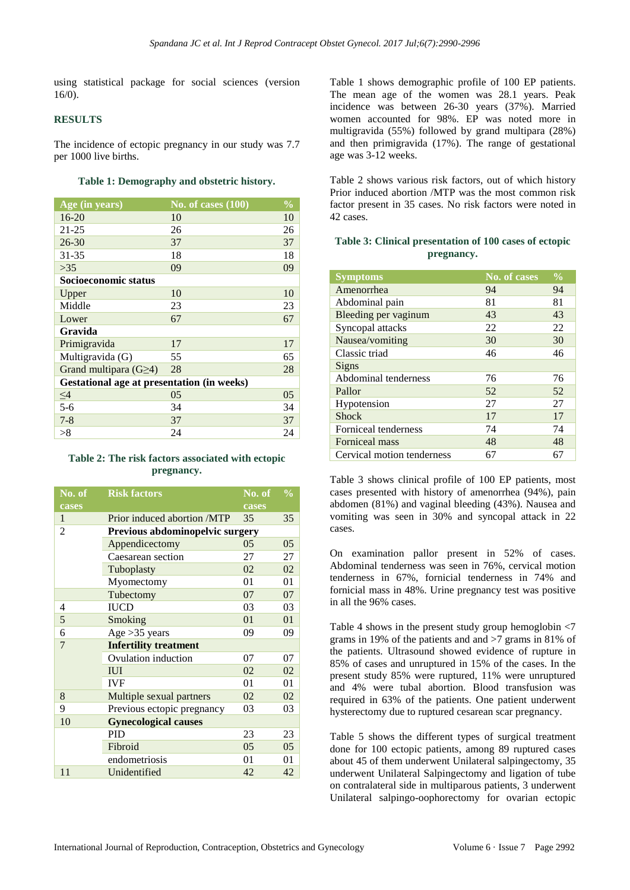using statistical package for social sciences (version 16/0).

## RESULTS

The incidence of ectopic pregnancy in our study was 7.7 per 1000 live births.

**Table 1: Demography and obstetric history.**

| Age (in years) | No. of cases (100) | % |
|---|---|---|
| 16-20 | 10 | 10 |
| 21-25 | 26 | 26 |
| 26-30 | 37 | 37 |
| 31-35 | 18 | 18 |
| >35 | 09 | 09 |
| **Socioeconomic status** | | |
| Upper | 10 | 10 |
| Middle | 23 | 23 |
| Lower | 67 | 67 |
| **Gravida** | | |
| Primigravida | 17 | 17 |
| Multigravida (G) | 55 | 65 |
| Grand multipara (G≥4) | 28 | 28 |
| **Gestational age at presentation (in weeks)** | | |
| ≤4 | 05 | 05 |
| 5-6 | 34 | 34 |
| 7-8 | 37 | 37 |
| >8 | 24 | 24 |

**Table 2: The risk factors associated with ectopic pregnancy.**

| No. of cases | Risk factors | No. of cases | % |
|---|---|---|---|
| 1 | Prior induced abortion /MTP | 35 | 35 |
| 2 | **Previous abdominopelvic surgery** | | |
| | Appendicectomy | 05 | 05 |
| | Caesarean section | 27 | 27 |
| | Tuboplasty | 02 | 02 |
| | Myomectomy | 01 | 01 |
| | Tubectomy | 07 | 07 |
| 4 | IUCD | 03 | 03 |
| 5 | Smoking | 01 | 01 |
| 6 | Age >35 years | 09 | 09 |
| 7 | **Infertility treatment** | | |
| | Ovulation induction | 07 | 07 |
| | IUI | 02 | 02 |
| | IVF | 01 | 01 |
| 8 | Multiple sexual partners | 02 | 02 |
| 9 | Previous ectopic pregnancy | 03 | 03 |
| 10 | **Gynecological causes** | | |
| | PID | 23 | 23 |
| | Fibroid | 05 | 05 |
| | endometriosis | 01 | 01 |
| 11 | Unidentified | 42 | 42 |

Table 1 shows demographic profile of 100 EP patients. The mean age of the women was 28.1 years. Peak incidence was between 26-30 years (37%). Married women accounted for 98%. EP was noted more in multigravida (55%) followed by grand multipara (28%) and then primigravida (17%). The range of gestational age was 3-12 weeks.

Table 2 shows various risk factors, out of which history Prior induced abortion /MTP was the most common risk factor present in 35 cases. No risk factors were noted in 42 cases.

**Table 3: Clinical presentation of 100 cases of ectopic pregnancy.**

| Symptoms | No. of cases | % |
|---|---|---|
| Amenorrhea | 94 | 94 |
| Abdominal pain | 81 | 81 |
| Bleeding per vaginum | 43 | 43 |
| Syncopal attacks | 22 | 22 |
| Nausea/vomiting | 30 | 30 |
| Classic triad | 46 | 46 |
| Signs | | |
| Abdominal tenderness | 76 | 76 |
| Pallor | 52 | 52 |
| Hypotension | 27 | 27 |
| Shock | 17 | 17 |
| Forniceal tenderness | 74 | 74 |
| Forniceal mass | 48 | 48 |
| Cervical motion tenderness | 67 | 67 |

Table 3 shows clinical profile of 100 EP patients, most cases presented with history of amenorrhea (94%), pain abdomen (81%) and vaginal bleeding (43%). Nausea and vomiting was seen in 30% and syncopal attack in 22 cases.

On examination pallor present in 52% of cases. Abdominal tenderness was seen in 76%, cervical motion tenderness in 67%, fornicial tenderness in 74% and fornicial mass in 48%. Urine pregnancy test was positive in all the 96% cases.

Table 4 shows in the present study group hemoglobin <7 grams in 19% of the patients and and >7 grams in 81% of the patients. Ultrasound showed evidence of rupture in 85% of cases and unruptured in 15% of the cases. In the present study 85% were ruptured, 11% were unruptured and 4% were tubal abortion. Blood transfusion was required in 63% of the patients. One patient underwent hysterectomy due to ruptured cesarean scar pregnancy.

Table 5 shows the different types of surgical treatment done for 100 ectopic patients, among 89 ruptured cases about 45 of them underwent Unilateral salpingectomy, 35 underwent Unilateral Salpingectomy and ligation of tube on contralateral side in multiparous patients, 3 underwent Unilateral salpingo-oophorectomy for ovarian ectopic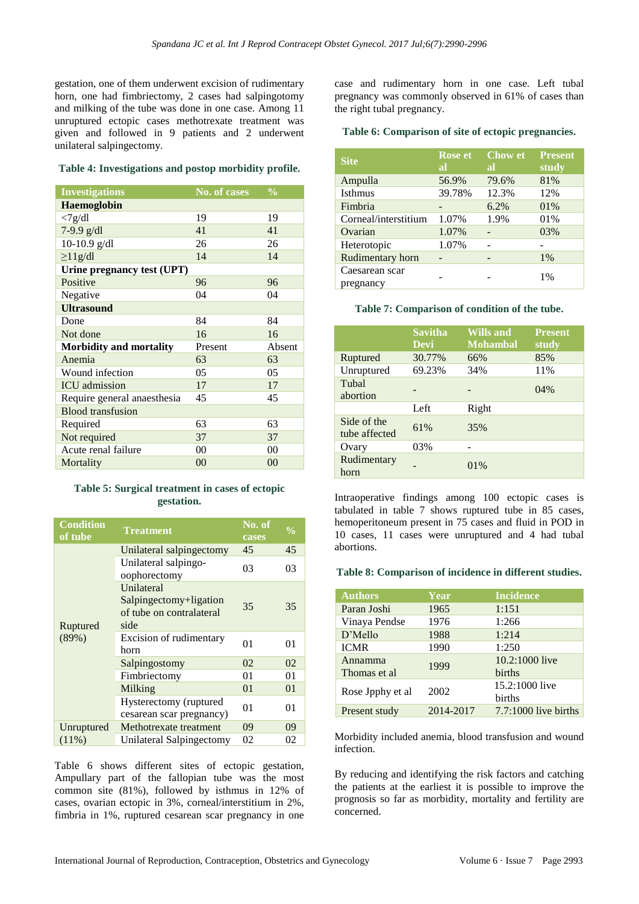gestation, one of them underwent excision of rudimentary horn, one had fimbriectomy, 2 cases had salpingotomy and milking of the tube was done in one case. Among 11 unruptured ectopic cases methotrexate treatment was given and followed in 9 patients and 2 underwent unilateral salpingectomy.

**Table 4: Investigations and postop morbidity profile.**

| Investigations | No. of cases | % |
|---|---|---|
| **Haemoglobin** | | |
| <7g/dl | 19 | 19 |
| 7-9.9 g/dl | 41 | 41 |
| 10-10.9 g/dl | 26 | 26 |
| ≥11g/dl | 14 | 14 |
| **Urine pregnancy test (UPT)** | | |
| Positive | 96 | 96 |
| Negative | 04 | 04 |
| **Ultrasound** | | |
| Done | 84 | 84 |
| Not done | 16 | 16 |
| **Morbidity and mortality** | Present | Absent |
| Anemia | 63 | 63 |
| Wound infection | 05 | 05 |
| ICU admission | 17 | 17 |
| Require general anaesthesia | 45 | 45 |
| Blood transfusion | | |
| Required | 63 | 63 |
| Not required | 37 | 37 |
| Acute renal failure | 00 | 00 |
| Mortality | 00 | 00 |

**Table 5: Surgical treatment in cases of ectopic gestation.**

| Condition of tube | Treatment | No. of cases | % |
|---|---|---|---|
| Ruptured (89%) | Unilateral salpingectomy | 45 | 45 |
| | Unilateral salpingo-oophorectomy | 03 | 03 |
| | Unilateral Salpingectomy+ligation of tube on contralateral side | 35 | 35 |
| | Excision of rudimentary horn | 01 | 01 |
| | Salpingostomy | 02 | 02 |
| | Fimbriectomy | 01 | 01 |
| | Milking | 01 | 01 |
| | Hysterectomy (ruptured cesarean scar pregnancy) | 01 | 01 |
| Unruptured (11%) | Methotrexate treatment | 09 | 09 |
| | Unilateral Salpingectomy | 02 | 02 |

Table 6 shows different sites of ectopic gestation, Ampullary part of the fallopian tube was the most common site (81%), followed by isthmus in 12% of cases, ovarian ectopic in 3%, corneal/interstitium in 2%, fimbria in 1%, ruptured cesarean scar pregnancy in one case and rudimentary horn in one case. Left tubal pregnancy was commonly observed in 61% of cases than the right tubal pregnancy.

**Table 6: Comparison of site of ectopic pregnancies.**

| Site | Rose et al | Chow et al | Present study |
|---|---|---|---|
| Ampulla | 56.9% | 79.6% | 81% |
| Isthmus | 39.78% | 12.3% | 12% |
| Fimbria | - | 6.2% | 01% |
| Corneal/interstitium | 1.07% | 1.9% | 01% |
| Ovarian | 1.07% | - | 03% |
| Heterotopic | 1.07% | - | - |
| Rudimentary horn | - | - | 1% |
| Caesarean scar pregnancy | - | - | 1% |

**Table 7: Comparison of condition of the tube.**

| | Savitha Devi | Wills and Mohambal | Present study |
|---|---|---|---|
| Ruptured | 30.77% | 66% | 85% |
| Unruptured | 69.23% | 34% | 11% |
| Tubal abortion | - | - | 04% |
| | Left | Right | |
| Side of the tube affected | 61% | 35% | |
| Ovary | 03% | - | |
| Rudimentary horn | - | 01% | |

Intraoperative findings among 100 ectopic cases is tabulated in table 7 shows ruptured tube in 85 cases, hemoperitoneum present in 75 cases and fluid in POD in 10 cases, 11 cases were unruptured and 4 had tubal abortions.

**Table 8: Comparison of incidence in different studies.**

| Authors | Year | Incidence |
|---|---|---|
| Paran Joshi | 1965 | 1:151 |
| Vinaya Pendse | 1976 | 1:266 |
| D'Mello | 1988 | 1:214 |
| ICMR | 1990 | 1:250 |
| Annamma Thomas et al | 1999 | 10.2:1000 live births |
| Rose Jpphy et al | 2002 | 15.2:1000 live births |
| Present study | 2014-2017 | 7.7:1000 live births |

Morbidity included anemia, blood transfusion and wound infection.

By reducing and identifying the risk factors and catching the patients at the earliest it is possible to improve the prognosis so far as morbidity, mortality and fertility are concerned.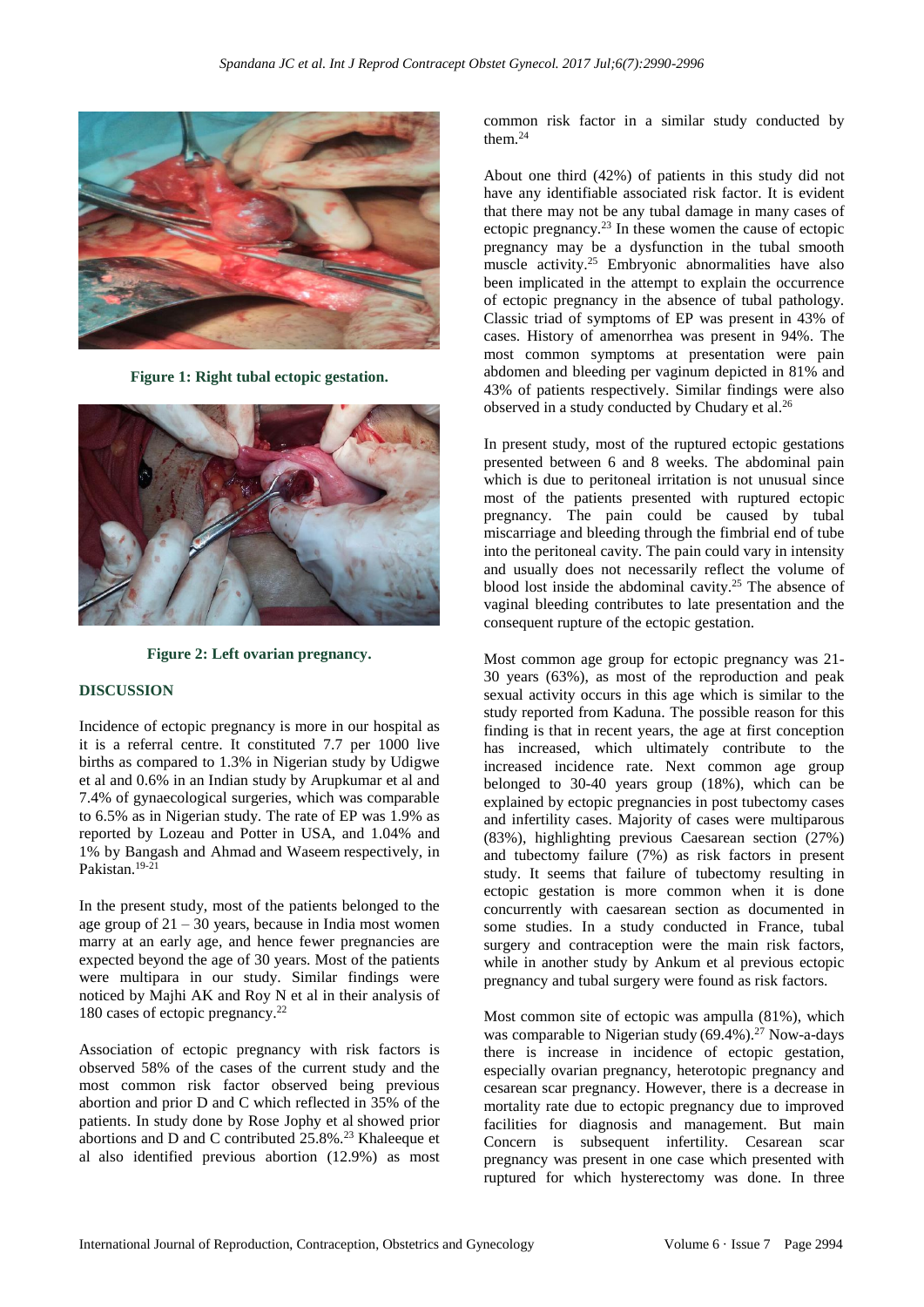Figure 1: Right tubal ectopic gestation.

Figure 2: Left ovarian pregnancy.

## DISCUSSION

Incidence of ectopic pregnancy is more in our hospital as it is a referral centre. It constituted 7.7 per 1000 live births as compared to 1.3% in Nigerian study by Udigwe et al and 0.6% in an Indian study by Arupkumar et al and 7.4% of gynaecological surgeries, which was comparable to 6.5% as in Nigerian study. The rate of EP was 1.9% as reported by Lozeau and Potter in USA, and 1.04% and 1% by Bangash and Ahmad and Waseem respectively, in Pakistan.[19-21]

In the present study, most of the patients belonged to the age group of 21 – 30 years, because in India most women marry at an early age, and hence fewer pregnancies are expected beyond the age of 30 years. Most of the patients were multipara in our study. Similar findings were noticed by Majhi AK and Roy N et al in their analysis of 180 cases of ectopic pregnancy.[22]

Association of ectopic pregnancy with risk factors is observed 58% of the cases of the current study and the most common risk factor observed being previous abortion and prior D and C which reflected in 35% of the patients. In study done by Rose Jophy et al showed prior abortions and D and C contributed 25.8%.[23] Khaleeque et al also identified previous abortion (12.9%) as most common risk factor in a similar study conducted by them.[24]

About one third (42%) of patients in this study did not have any identifiable associated risk factor. It is evident that there may not be any tubal damage in many cases of ectopic pregnancy.[23] In these women the cause of ectopic pregnancy may be a dysfunction in the tubal smooth muscle activity.[25] Embryonic abnormalities have also been implicated in the attempt to explain the occurrence of ectopic pregnancy in the absence of tubal pathology. Classic triad of symptoms of EP was present in 43% of cases. History of amenorrhea was present in 94%. The most common symptoms at presentation were pain abdomen and bleeding per vaginum depicted in 81% and 43% of patients respectively. Similar findings were also observed in a study conducted by Chudary et al.[26]

In present study, most of the ruptured ectopic gestations presented between 6 and 8 weeks. The abdominal pain which is due to peritoneal irritation is not unusual since most of the patients presented with ruptured ectopic pregnancy. The pain could be caused by tubal miscarriage and bleeding through the fimbrial end of tube into the peritoneal cavity. The pain could vary in intensity and usually does not necessarily reflect the volume of blood lost inside the abdominal cavity.[25] The absence of vaginal bleeding contributes to late presentation and the consequent rupture of the ectopic gestation.

Most common age group for ectopic pregnancy was 21-30 years (63%), as most of the reproduction and peak sexual activity occurs in this age which is similar to the study reported from Kaduna. The possible reason for this finding is that in recent years, the age at first conception has increased, which ultimately contribute to the increased incidence rate. Next common age group belonged to 30-40 years group (18%), which can be explained by ectopic pregnancies in post tubectomy cases and infertility cases. Majority of cases were multiparous (83%), highlighting previous Caesarean section (27%) and tubectomy failure (7%) as risk factors in present study. It seems that failure of tubectomy resulting in ectopic gestation is more common when it is done concurrently with caesarean section as documented in some studies. In a study conducted in France, tubal surgery and contraception were the main risk factors, while in another study by Ankum et al previous ectopic pregnancy and tubal surgery were found as risk factors.

Most common site of ectopic was ampulla (81%), which was comparable to Nigerian study (69.4%).[27] Now-a-days there is increase in incidence of ectopic gestation, especially ovarian pregnancy, heterotopic pregnancy and cesarean scar pregnancy. However, there is a decrease in mortality rate due to ectopic pregnancy due to improved facilities for diagnosis and management. But main Concern is subsequent infertility. Cesarean scar pregnancy was present in one case which presented with ruptured for which hysterectomy was done. In three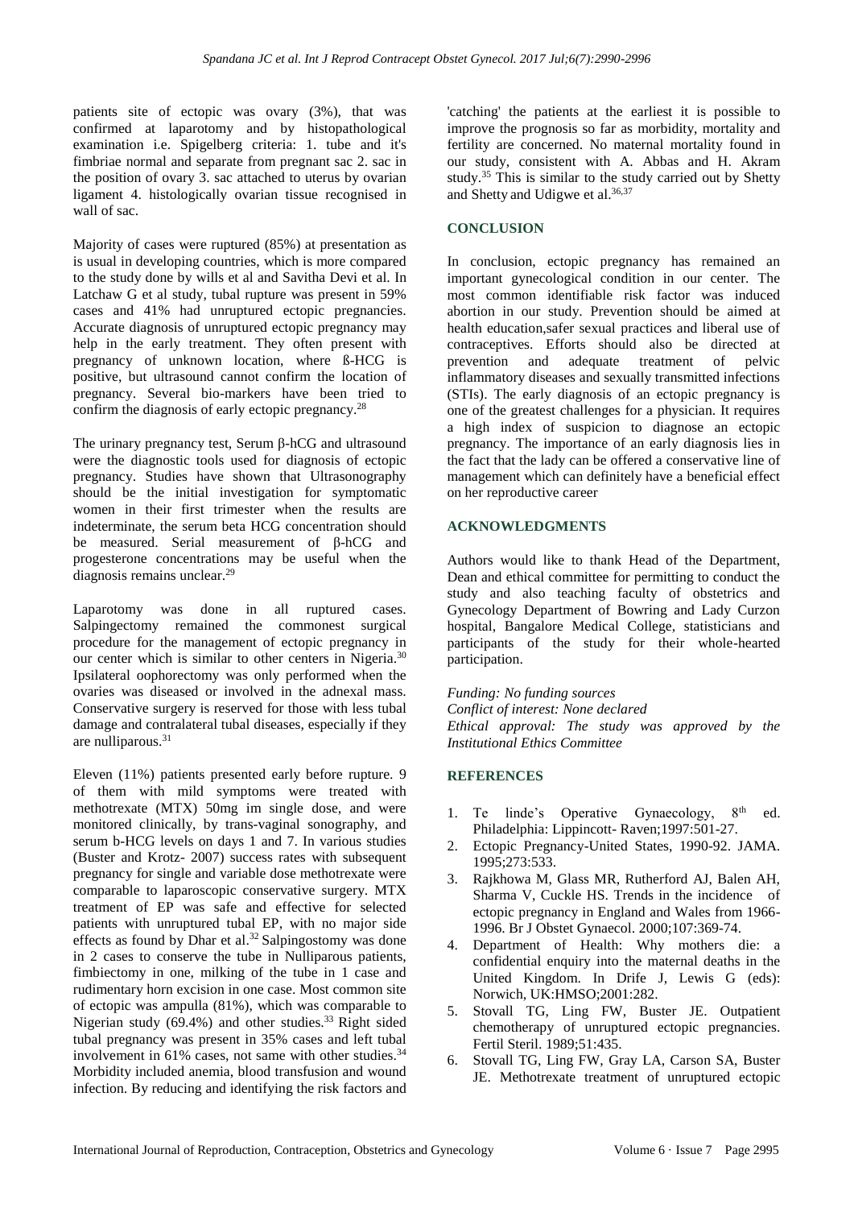patients site of ectopic was ovary (3%), that was confirmed at laparotomy and by histopathological examination i.e. Spigelberg criteria: 1. tube and it's fimbriae normal and separate from pregnant sac 2. sac in the position of ovary 3. sac attached to uterus by ovarian ligament 4. histologically ovarian tissue recognised in wall of sac.

Majority of cases were ruptured (85%) at presentation as is usual in developing countries, which is more compared to the study done by wills et al and Savitha Devi et al. In Latchaw G et al study, tubal rupture was present in 59% cases and 41% had unruptured ectopic pregnancies. Accurate diagnosis of unruptured ectopic pregnancy may help in the early treatment. They often present with pregnancy of unknown location, where ß-HCG is positive, but ultrasound cannot confirm the location of pregnancy. Several bio-markers have been tried to confirm the diagnosis of early ectopic pregnancy.[28]

The urinary pregnancy test, Serum β-hCG and ultrasound were the diagnostic tools used for diagnosis of ectopic pregnancy. Studies have shown that Ultrasonography should be the initial investigation for symptomatic women in their first trimester when the results are indeterminate, the serum beta HCG concentration should be measured. Serial measurement of β-hCG and progesterone concentrations may be useful when the diagnosis remains unclear.[29]

Laparotomy was done in all ruptured cases. Salpingectomy remained the commonest surgical procedure for the management of ectopic pregnancy in our center which is similar to other centers in Nigeria.[30] Ipsilateral oophorectomy was only performed when the ovaries was diseased or involved in the adnexal mass. Conservative surgery is reserved for those with less tubal damage and contralateral tubal diseases, especially if they are nulliparous.[31]

Eleven (11%) patients presented early before rupture. 9 of them with mild symptoms were treated with methotrexate (MTX) 50mg im single dose, and were monitored clinically, by trans-vaginal sonography, and serum b-HCG levels on days 1 and 7. In various studies (Buster and Krotz- 2007) success rates with subsequent pregnancy for single and variable dose methotrexate were comparable to laparoscopic conservative surgery. MTX treatment of EP was safe and effective for selected patients with unruptured tubal EP, with no major side effects as found by Dhar et al.[32] Salpingostomy was done in 2 cases to conserve the tube in Nulliparous patients, fimbiectomy in one, milking of the tube in 1 case and rudimentary horn excision in one case. Most common site of ectopic was ampulla (81%), which was comparable to Nigerian study (69.4%) and other studies.[33] Right sided tubal pregnancy was present in 35% cases and left tubal involvement in 61% cases, not same with other studies.[34] Morbidity included anemia, blood transfusion and wound infection. By reducing and identifying the risk factors and 'catching' the patients at the earliest it is possible to improve the prognosis so far as morbidity, mortality and fertility are concerned. No maternal mortality found in our study, consistent with A. Abbas and H. Akram study.[35] This is similar to the study carried out by Shetty and Shetty and Udigwe et al.[36,37]

## CONCLUSION

In conclusion, ectopic pregnancy has remained an important gynecological condition in our center. The most common identifiable risk factor was induced abortion in our study. Prevention should be aimed at health education,safer sexual practices and liberal use of contraceptives. Efforts should also be directed at prevention and adequate treatment of pelvic inflammatory diseases and sexually transmitted infections (STIs). The early diagnosis of an ectopic pregnancy is one of the greatest challenges for a physician. It requires a high index of suspicion to diagnose an ectopic pregnancy. The importance of an early diagnosis lies in the fact that the lady can be offered a conservative line of management which can definitely have a beneficial effect on her reproductive career

## ACKNOWLEDGMENTS

Authors would like to thank Head of the Department, Dean and ethical committee for permitting to conduct the study and also teaching faculty of obstetrics and Gynecology Department of Bowring and Lady Curzon hospital, Bangalore Medical College, statisticians and participants of the study for their whole-hearted participation.

*Funding: No funding sources*
*Conflict of interest: None declared*
*Ethical approval: The study was approved by the Institutional Ethics Committee*

## REFERENCES

1. Te linde's Operative Gynaecology, 8th ed. Philadelphia: Lippincott- Raven;1997:501-27.
2. Ectopic Pregnancy-United States, 1990-92. JAMA. 1995;273:533.
3. Rajkhowa M, Glass MR, Rutherford AJ, Balen AH, Sharma V, Cuckle HS. Trends in the incidence of ectopic pregnancy in England and Wales from 1966-1996. Br J Obstet Gynaecol. 2000;107:369-74.
4. Department of Health: Why mothers die: a confidential enquiry into the maternal deaths in the United Kingdom. In Drife J, Lewis G (eds): Norwich, UK:HMSO;2001:282.
5. Stovall TG, Ling FW, Buster JE. Outpatient chemotherapy of unruptured ectopic pregnancies. Fertil Steril. 1989;51:435.
6. Stovall TG, Ling FW, Gray LA, Carson SA, Buster JE. Methotrexate treatment of unruptured ectopic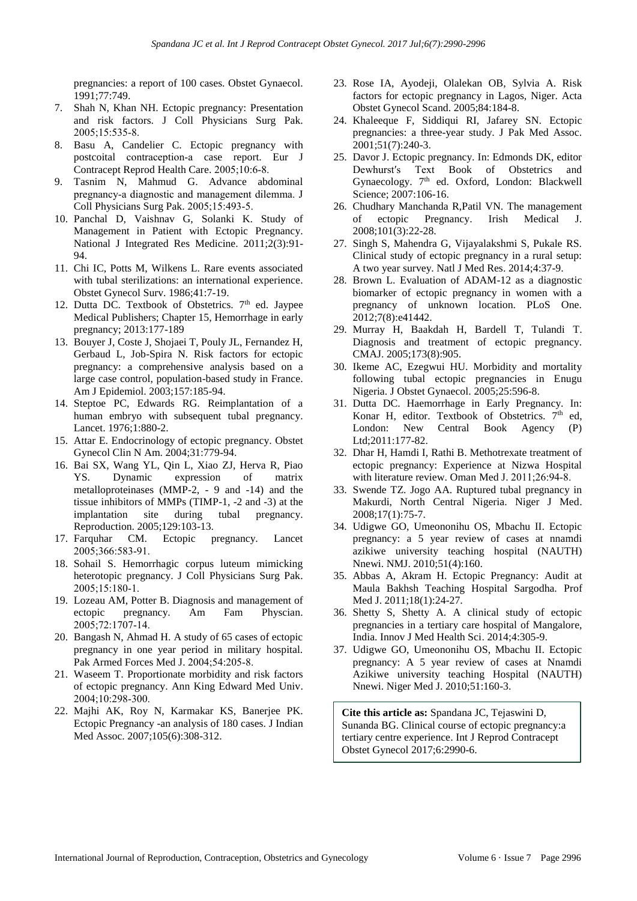pregnancies: a report of 100 cases. Obstet Gynaecol. 1991;77:749.

7. Shah N, Khan NH. Ectopic pregnancy: Presentation and risk factors. J Coll Physicians Surg Pak. 2005;15:535-8.
8. Basu A, Candelier C. Ectopic pregnancy with postcoital contraception-a case report. Eur J Contracept Reprod Health Care. 2005;10:6-8.
9. Tasnim N, Mahmud G. Advance abdominal pregnancy-a diagnostic and management dilemma. J Coll Physicians Surg Pak. 2005;15:493-5.
10. Panchal D, Vaishnav G, Solanki K. Study of Management in Patient with Ectopic Pregnancy. National J Integrated Res Medicine. 2011;2(3):91-94.
11. Chi IC, Potts M, Wilkens L. Rare events associated with tubal sterilizations: an international experience. Obstet Gynecol Surv. 1986;41:7-19.
12. Dutta DC. Textbook of Obstetrics. 7th ed. Jaypee Medical Publishers; Chapter 15, Hemorrhage in early pregnancy; 2013:177-189
13. Bouyer J, Coste J, Shojaei T, Pouly JL, Fernandez H, Gerbaud L, Job-Spira N. Risk factors for ectopic pregnancy: a comprehensive analysis based on a large case control, population-based study in France. Am J Epidemiol. 2003;157:185-94.
14. Steptoe PC, Edwards RG. Reimplantation of a human embryo with subsequent tubal pregnancy. Lancet. 1976;1:880-2.
15. Attar E. Endocrinology of ectopic pregnancy. Obstet Gynecol Clin N Am. 2004;31:779-94.
16. Bai SX, Wang YL, Qin L, Xiao ZJ, Herva R, Piao YS. Dynamic expression of matrix metalloproteinases (MMP-2, - 9 and -14) and the tissue inhibitors of MMPs (TIMP-1, -2 and -3) at the implantation site during tubal pregnancy. Reproduction. 2005;129:103-13.
17. Farquhar CM. Ectopic pregnancy. Lancet 2005;366:583-91.
18. Sohail S. Hemorrhagic corpus luteum mimicking heterotopic pregnancy. J Coll Physicians Surg Pak. 2005;15:180-1.
19. Lozeau AM, Potter B. Diagnosis and management of ectopic pregnancy. Am Fam Physcian. 2005;72:1707-14.
20. Bangash N, Ahmad H. A study of 65 cases of ectopic pregnancy in one year period in military hospital. Pak Armed Forces Med J. 2004;54:205-8.
21. Waseem T. Proportionate morbidity and risk factors of ectopic pregnancy. Ann King Edward Med Univ. 2004;10:298-300.
22. Majhi AK, Roy N, Karmakar KS, Banerjee PK. Ectopic Pregnancy -an analysis of 180 cases. J Indian Med Assoc. 2007;105(6):308-312.
23. Rose IA, Ayodeji, Olalekan OB, Sylvia A. Risk factors for ectopic pregnancy in Lagos, Niger. Acta Obstet Gynecol Scand. 2005;84:184-8.
24. Khaleeque F, Siddiqui RI, Jafarey SN. Ectopic pregnancies: a three-year study. J Pak Med Assoc. 2001;51(7):240-3.
25. Davor J. Ectopic pregnancy. In: Edmonds DK, editor Dewhurst′s Text Book of Obstetrics and Gynaecology. 7th ed. Oxford, London: Blackwell Science; 2007:106-16.
26. Chudhary Manchanda R,Patil VN. The management of ectopic Pregnancy. Irish Medical J. 2008;101(3):22-28.
27. Singh S, Mahendra G, Vijayalakshmi S, Pukale RS. Clinical study of ectopic pregnancy in a rural setup: A two year survey. Natl J Med Res. 2014;4:37-9.
28. Brown L. Evaluation of ADAM-12 as a diagnostic biomarker of ectopic pregnancy in women with a pregnancy of unknown location. PLoS One. 2012;7(8):e41442.
29. Murray H, Baakdah H, Bardell T, Tulandi T. Diagnosis and treatment of ectopic pregnancy. CMAJ. 2005;173(8):905.
30. Ikeme AC, Ezegwui HU. Morbidity and mortality following tubal ectopic pregnancies in Enugu Nigeria. J Obstet Gynaecol. 2005;25:596-8.
31. Dutta DC. Haemorrhage in Early Pregnancy. In: Konar H, editor. Textbook of Obstetrics. 7th ed, London: New Central Book Agency (P) Ltd;2011:177-82.
32. Dhar H, Hamdi I, Rathi B. Methotrexate treatment of ectopic pregnancy: Experience at Nizwa Hospital with literature review. Oman Med J. 2011;26:94-8.
33. Swende TZ. Jogo AA. Ruptured tubal pregnancy in Makurdi, North Central Nigeria. Niger J Med. 2008;17(1):75-7.
34. Udigwe GO, Umeononihu OS, Mbachu II. Ectopic pregnancy: a 5 year review of cases at nnamdi azikiwe university teaching hospital (NAUTH) Nnewi. NMJ. 2010;51(4):160.
35. Abbas A, Akram H. Ectopic Pregnancy: Audit at Maula Bakhsh Teaching Hospital Sargodha. Prof Med J. 2011;18(1):24-27.
36. Shetty S, Shetty A. A clinical study of ectopic pregnancies in a tertiary care hospital of Mangalore, India. Innov J Med Health Sci. 2014;4:305-9.
37. Udigwe GO, Umeononihu OS, Mbachu II. Ectopic pregnancy: A 5 year review of cases at Nnamdi Azikiwe university teaching Hospital (NAUTH) Nnewi. Niger Med J. 2010;51:160-3.

**Cite this article as:** Spandana JC, Tejaswini D, Sunanda BG. Clinical course of ectopic pregnancy:a tertiary centre experience. Int J Reprod Contracept Obstet Gynecol 2017;6:2990-6.